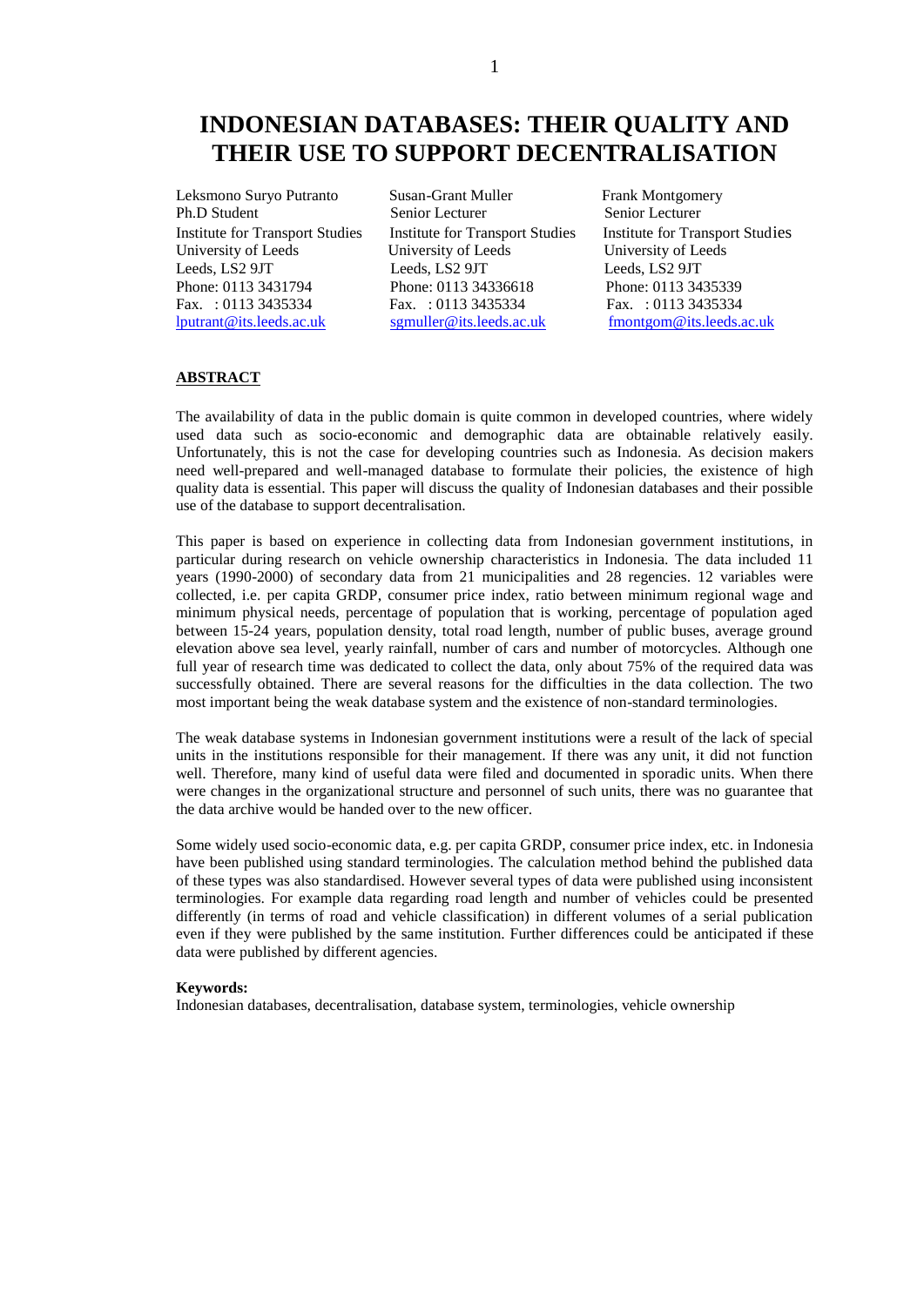# INDONESIAN DATABASES: THEIR QUALITY AND THEIR USE TO SUPPORT DECENTRALISATION

Leksmono Suryo Putranto
Ph.D Student
Institute for Transport Studies
University of Leeds
Leeds, LS2 9JT
Phone: 0113 3431794
Fax. : 0113 3435334
lputrant@its.leeds.ac.uk

Susan-Grant Muller
Senior Lecturer
Institute for Transport Studies
University of Leeds
Leeds, LS2 9JT
Phone: 0113 34336618
Fax. : 0113 3435334
sgmuller@its.leeds.ac.uk

Frank Montgomery
Senior Lecturer
Institute for Transport Studies
University of Leeds
Leeds, LS2 9JT
Phone: 0113 3435339
Fax. : 0113 3435334
fmontgom@its.leeds.ac.uk

## ABSTRACT

The availability of data in the public domain is quite common in developed countries, where widely used data such as socio-economic and demographic data are obtainable relatively easily. Unfortunately, this is not the case for developing countries such as Indonesia. As decision makers need well-prepared and well-managed database to formulate their policies, the existence of high quality data is essential. This paper will discuss the quality of Indonesian databases and their possible use of the database to support decentralisation.

This paper is based on experience in collecting data from Indonesian government institutions, in particular during research on vehicle ownership characteristics in Indonesia. The data included 11 years (1990-2000) of secondary data from 21 municipalities and 28 regencies. 12 variables were collected, i.e. per capita GRDP, consumer price index, ratio between minimum regional wage and minimum physical needs, percentage of population that is working, percentage of population aged between 15-24 years, population density, total road length, number of public buses, average ground elevation above sea level, yearly rainfall, number of cars and number of motorcycles. Although one full year of research time was dedicated to collect the data, only about 75% of the required data was successfully obtained. There are several reasons for the difficulties in the data collection. The two most important being the weak database system and the existence of non-standard terminologies.

The weak database systems in Indonesian government institutions were a result of the lack of special units in the institutions responsible for their management. If there was any unit, it did not function well. Therefore, many kind of useful data were filed and documented in sporadic units. When there were changes in the organizational structure and personnel of such units, there was no guarantee that the data archive would be handed over to the new officer.

Some widely used socio-economic data, e.g. per capita GRDP, consumer price index, etc. in Indonesia have been published using standard terminologies. The calculation method behind the published data of these types was also standardised. However several types of data were published using inconsistent terminologies. For example data regarding road length and number of vehicles could be presented differently (in terms of road and vehicle classification) in different volumes of a serial publication even if they were published by the same institution. Further differences could be anticipated if these data were published by different agencies.

**Keywords:**
Indonesian databases, decentralisation, database system, terminologies, vehicle ownership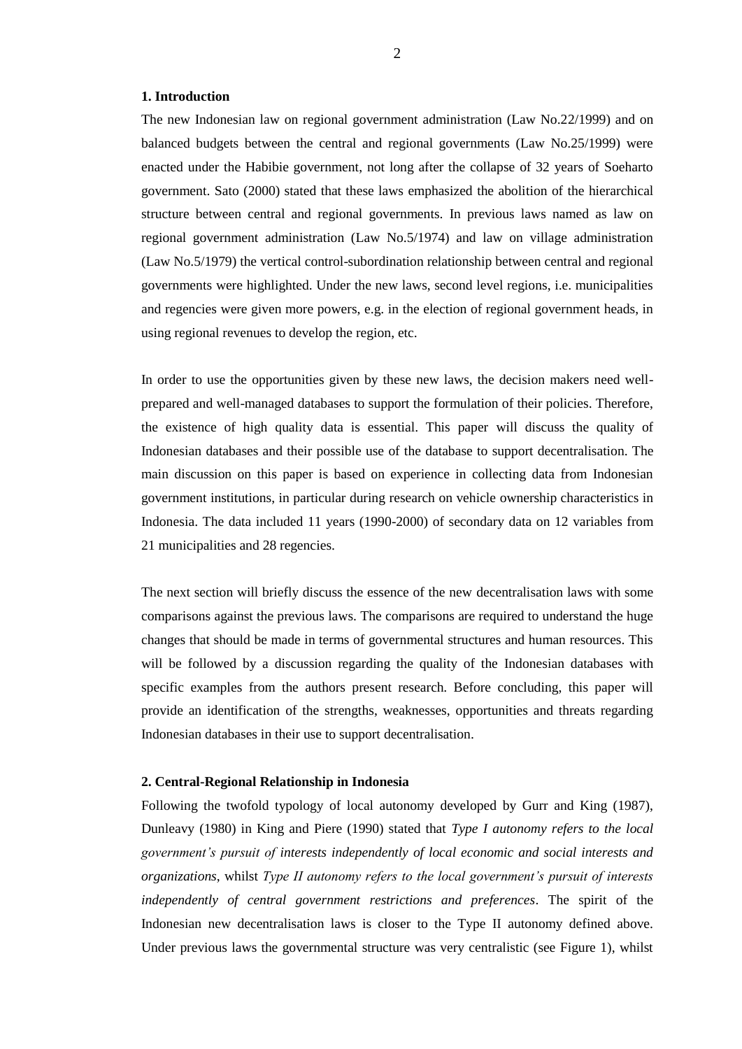## 1. Introduction

The new Indonesian law on regional government administration (Law No.22/1999) and on balanced budgets between the central and regional governments (Law No.25/1999) were enacted under the Habibie government, not long after the collapse of 32 years of Soeharto government. Sato (2000) stated that these laws emphasized the abolition of the hierarchical structure between central and regional governments. In previous laws named as law on regional government administration (Law No.5/1974) and law on village administration (Law No.5/1979) the vertical control-subordination relationship between central and regional governments were highlighted. Under the new laws, second level regions, i.e. municipalities and regencies were given more powers, e.g. in the election of regional government heads, in using regional revenues to develop the region, etc.

In order to use the opportunities given by these new laws, the decision makers need well-prepared and well-managed databases to support the formulation of their policies. Therefore, the existence of high quality data is essential. This paper will discuss the quality of Indonesian databases and their possible use of the database to support decentralisation. The main discussion on this paper is based on experience in collecting data from Indonesian government institutions, in particular during research on vehicle ownership characteristics in Indonesia. The data included 11 years (1990-2000) of secondary data on 12 variables from 21 municipalities and 28 regencies.

The next section will briefly discuss the essence of the new decentralisation laws with some comparisons against the previous laws. The comparisons are required to understand the huge changes that should be made in terms of governmental structures and human resources. This will be followed by a discussion regarding the quality of the Indonesian databases with specific examples from the authors present research. Before concluding, this paper will provide an identification of the strengths, weaknesses, opportunities and threats regarding Indonesian databases in their use to support decentralisation.

## 2. Central-Regional Relationship in Indonesia

Following the twofold typology of local autonomy developed by Gurr and King (1987), Dunleavy (1980) in King and Piere (1990) stated that *Type I autonomy refers to the local government's pursuit of interests independently of local economic and social interests and organizations*, whilst *Type II autonomy refers to the local government's pursuit of interests independently of central government restrictions and preferences*. The spirit of the Indonesian new decentralisation laws is closer to the Type II autonomy defined above. Under previous laws the governmental structure was very centralistic (see Figure 1), whilst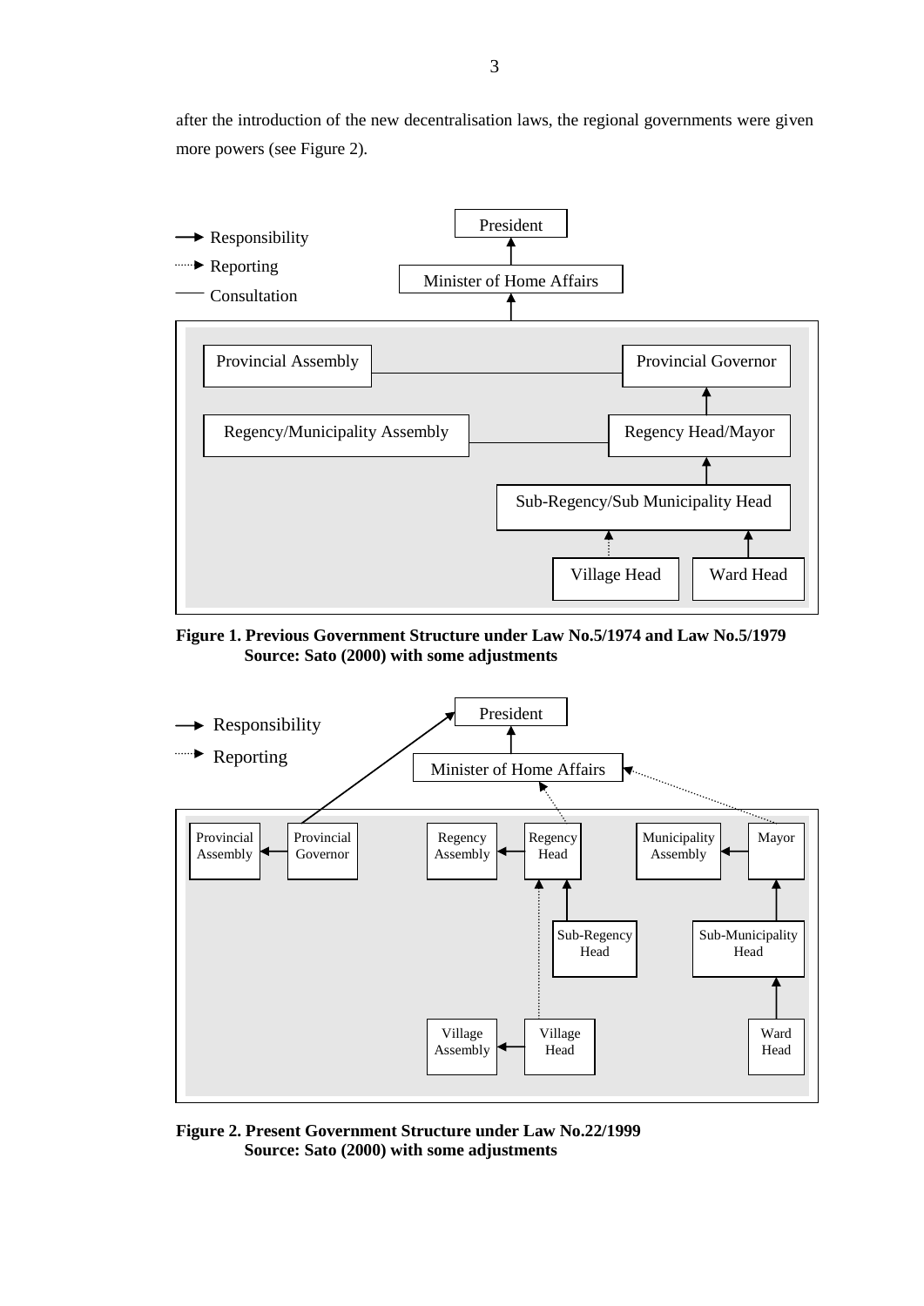after the introduction of the new decentralisation laws, the regional governments were given more powers (see Figure 2).

**Figure 1. Previous Government Structure under Law No.5/1974 and Law No.5/1979**
**Source: Sato (2000) with some adjustments**

**Figure 2. Present Government Structure under Law No.22/1999**
**Source: Sato (2000) with some adjustments**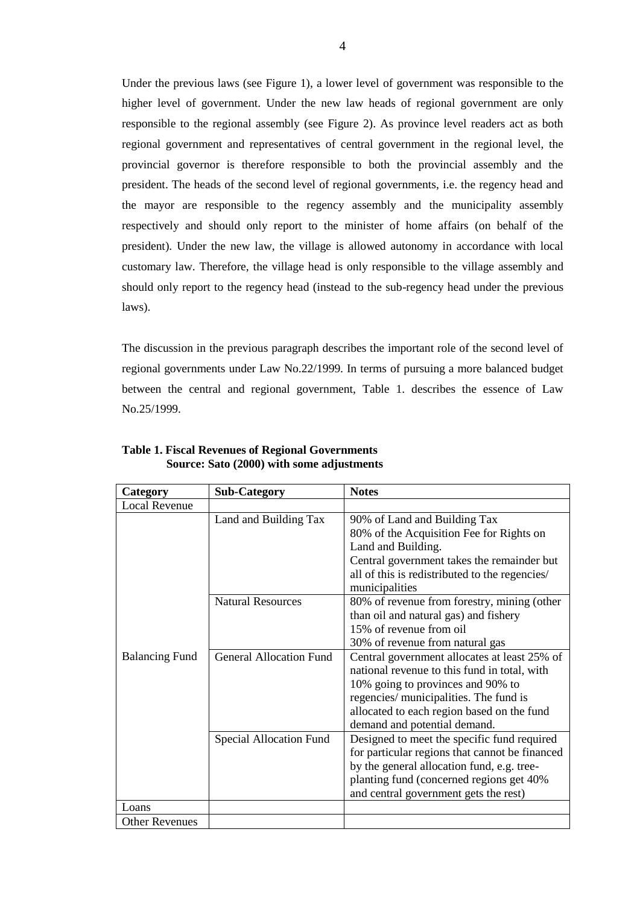Under the previous laws (see Figure 1), a lower level of government was responsible to the higher level of government. Under the new law heads of regional government are only responsible to the regional assembly (see Figure 2). As province level readers act as both regional government and representatives of central government in the regional level, the provincial governor is therefore responsible to both the provincial assembly and the president. The heads of the second level of regional governments, i.e. the regency head and the mayor are responsible to the regency assembly and the municipality assembly respectively and should only report to the minister of home affairs (on behalf of the president). Under the new law, the village is allowed autonomy in accordance with local customary law. Therefore, the village head is only responsible to the village assembly and should only report to the regency head (instead to the sub-regency head under the previous laws).

The discussion in the previous paragraph describes the important role of the second level of regional governments under Law No.22/1999. In terms of pursuing a more balanced budget between the central and regional government, Table 1. describes the essence of Law No.25/1999.

**Table 1. Fiscal Revenues of Regional Governments**
**Source: Sato (2000) with some adjustments**

| Category | Sub-Category | Notes |
|---|---|---|
| Local Revenue | | |
| Balancing Fund | Land and Building Tax | 90% of Land and Building Tax<br>80% of the Acquisition Fee for Rights on Land and Building.<br>Central government takes the remainder but all of this is redistributed to the regencies/ municipalities |
| | Natural Resources | 80% of revenue from forestry, mining (other than oil and natural gas) and fishery<br>15% of revenue from oil<br>30% of revenue from natural gas |
| | General Allocation Fund | Central government allocates at least 25% of national revenue to this fund in total, with 10% going to provinces and 90% to regencies/ municipalities. The fund is allocated to each region based on the fund demand and potential demand. |
| | Special Allocation Fund | Designed to meet the specific fund required for particular regions that cannot be financed by the general allocation fund, e.g. tree-planting fund (concerned regions get 40% and central government gets the rest) |
| Loans | | |
| Other Revenues | | |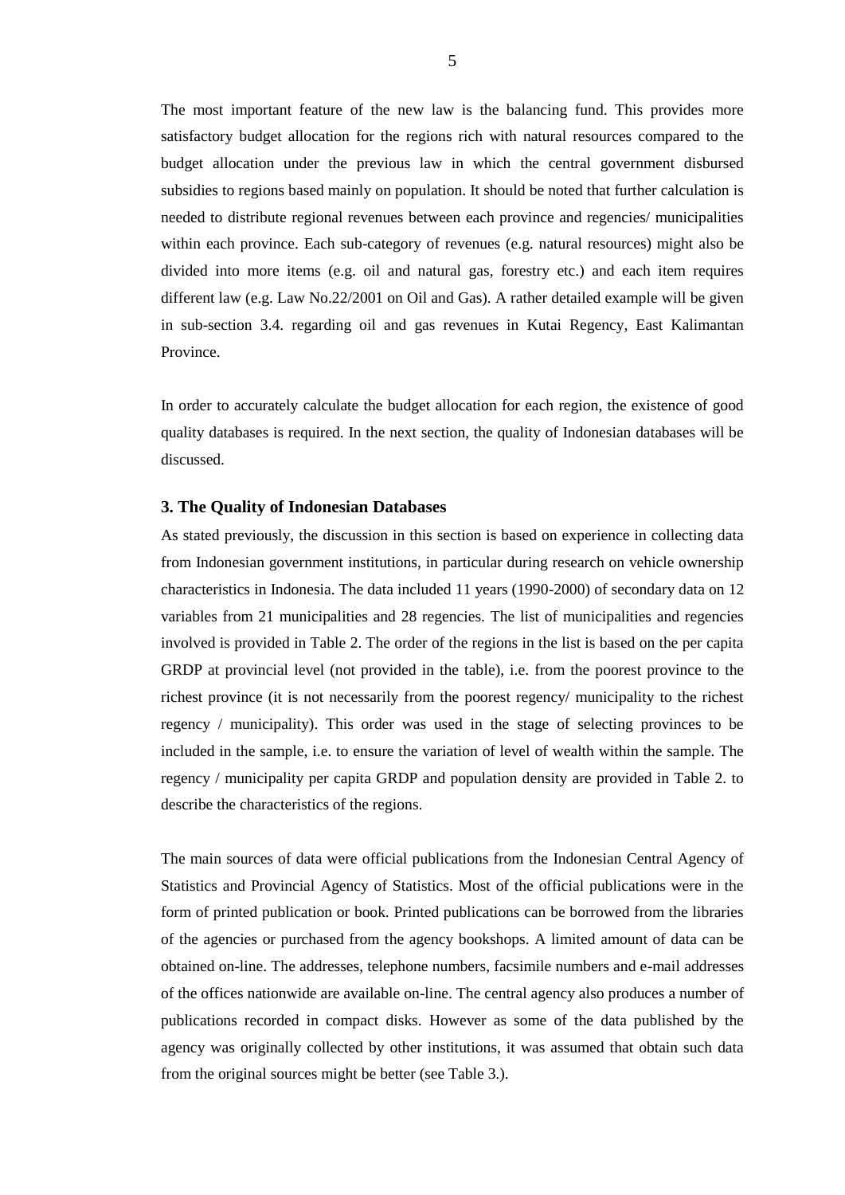The most important feature of the new law is the balancing fund. This provides more satisfactory budget allocation for the regions rich with natural resources compared to the budget allocation under the previous law in which the central government disbursed subsidies to regions based mainly on population. It should be noted that further calculation is needed to distribute regional revenues between each province and regencies/ municipalities within each province. Each sub-category of revenues (e.g. natural resources) might also be divided into more items (e.g. oil and natural gas, forestry etc.) and each item requires different law (e.g. Law No.22/2001 on Oil and Gas). A rather detailed example will be given in sub-section 3.4. regarding oil and gas revenues in Kutai Regency, East Kalimantan Province.

In order to accurately calculate the budget allocation for each region, the existence of good quality databases is required. In the next section, the quality of Indonesian databases will be discussed.

### 3. The Quality of Indonesian Databases

As stated previously, the discussion in this section is based on experience in collecting data from Indonesian government institutions, in particular during research on vehicle ownership characteristics in Indonesia. The data included 11 years (1990-2000) of secondary data on 12 variables from 21 municipalities and 28 regencies. The list of municipalities and regencies involved is provided in Table 2. The order of the regions in the list is based on the per capita GRDP at provincial level (not provided in the table), i.e. from the poorest province to the richest province (it is not necessarily from the poorest regency/ municipality to the richest regency / municipality). This order was used in the stage of selecting provinces to be included in the sample, i.e. to ensure the variation of level of wealth within the sample. The regency / municipality per capita GRDP and population density are provided in Table 2. to describe the characteristics of the regions.

The main sources of data were official publications from the Indonesian Central Agency of Statistics and Provincial Agency of Statistics. Most of the official publications were in the form of printed publication or book. Printed publications can be borrowed from the libraries of the agencies or purchased from the agency bookshops. A limited amount of data can be obtained on-line. The addresses, telephone numbers, facsimile numbers and e-mail addresses of the offices nationwide are available on-line. The central agency also produces a number of publications recorded in compact disks. However as some of the data published by the agency was originally collected by other institutions, it was assumed that obtain such data from the original sources might be better (see Table 3.).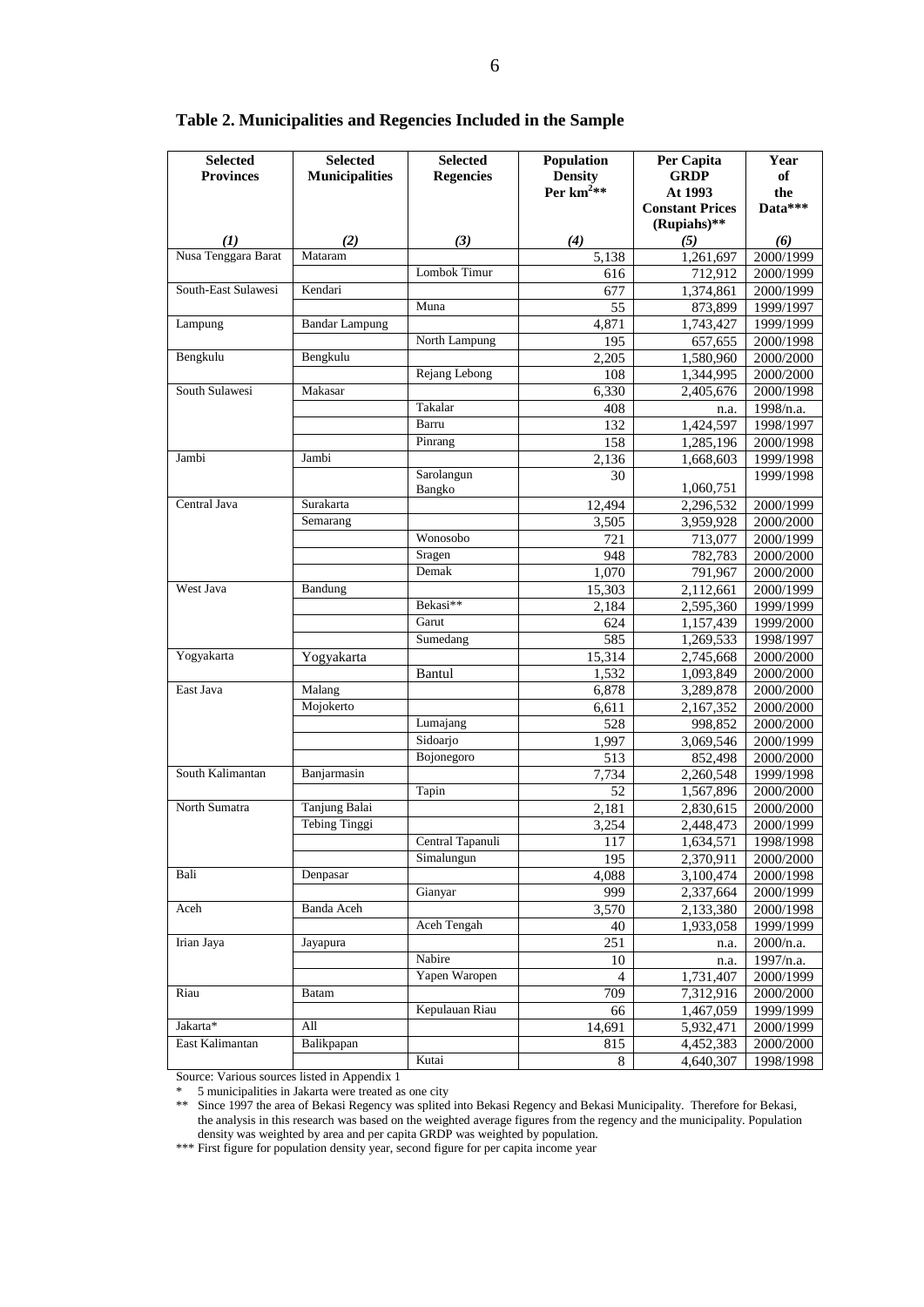**Table 2. Municipalities and Regencies Included in the Sample**

| Selected Provinces | Selected Municipalities | Selected Regencies | Population Density Per km$^2$** | Per Capita GRDP At 1993 Constant Prices (Rupiahs)** | Year of the Data*** |
|---|---|---|---|---|---|
| *(1)* | *(2)* | *(3)* | *(4)* | *(5)* | *(6)* |
| Nusa Tenggara Barat | Mataram | | 5,138 | 1,261,697 | 2000/1999 |
| | | Lombok Timur | 616 | 712,912 | 2000/1999 |
| South-East Sulawesi | Kendari | | 677 | 1,374,861 | 2000/1999 |
| | | Muna | 55 | 873,899 | 1999/1997 |
| Lampung | Bandar Lampung | | 4,871 | 1,743,427 | 1999/1999 |
| | | North Lampung | 195 | 657,655 | 2000/1998 |
| Bengkulu | Bengkulu | | 2,205 | 1,580,960 | 2000/2000 |
| | | Rejang Lebong | 108 | 1,344,995 | 2000/2000 |
| South Sulawesi | Makasar | | 6,330 | 2,405,676 | 2000/1998 |
| | | Takalar | 408 | n.a. | 1998/n.a. |
| | | Barru | 132 | 1,424,597 | 1998/1997 |
| | | Pinrang | 158 | 1,285,196 | 2000/1998 |
| Jambi | Jambi | | 2,136 | 1,668,603 | 1999/1998 |
| | | Sarolangun Bangko | 30 | 1,060,751 | 1999/1998 |
| Central Java | Surakarta | | 12,494 | 2,296,532 | 2000/1999 |
| | Semarang | | 3,505 | 3,959,928 | 2000/2000 |
| | | Wonosobo | 721 | 713,077 | 2000/1999 |
| | | Sragen | 948 | 782,783 | 2000/2000 |
| | | Demak | 1,070 | 791,967 | 2000/2000 |
| West Java | Bandung | | 15,303 | 2,112,661 | 2000/1999 |
| | | Bekasi** | 2,184 | 2,595,360 | 1999/1999 |
| | | Garut | 624 | 1,157,439 | 1999/2000 |
| | | Sumedang | 585 | 1,269,533 | 1998/1997 |
| Yogyakarta | Yogyakarta | | 15,314 | 2,745,668 | 2000/2000 |
| | | Bantul | 1,532 | 1,093,849 | 2000/2000 |
| East Java | Malang | | 6,878 | 3,289,878 | 2000/2000 |
| | Mojokerto | | 6,611 | 2,167,352 | 2000/2000 |
| | | Lumajang | 528 | 998,852 | 2000/2000 |
| | | Sidoarjo | 1,997 | 3,069,546 | 2000/1999 |
| | | Bojonegoro | 513 | 852,498 | 2000/2000 |
| South Kalimantan | Banjarmasin | | 7,734 | 2,260,548 | 1999/1998 |
| | | Tapin | 52 | 1,567,896 | 2000/2000 |
| North Sumatra | Tanjung Balai | | 2,181 | 2,830,615 | 2000/2000 |
| | Tebing Tinggi | | 3,254 | 2,448,473 | 2000/1999 |
| | | Central Tapanuli | 117 | 1,634,571 | 1998/1998 |
| | | Simalungun | 195 | 2,370,911 | 2000/2000 |
| Bali | Denpasar | | 4,088 | 3,100,474 | 2000/1998 |
| | | Gianyar | 999 | 2,337,664 | 2000/1999 |
| Aceh | Banda Aceh | | 3,570 | 2,133,380 | 2000/1998 |
| | | Aceh Tengah | 40 | 1,933,058 | 1999/1999 |
| Irian Jaya | Jayapura | | 251 | n.a. | 2000/n.a. |
| | | Nabire | 10 | n.a. | 1997/n.a. |
| | | Yapen Waropen | 4 | 1,731,407 | 2000/1999 |
| Riau | Batam | | 709 | 7,312,916 | 2000/2000 |
| | | Kepulauan Riau | 66 | 1,467,059 | 1999/1999 |
| Jakarta* | All | | 14,691 | 5,932,471 | 2000/1999 |
| East Kalimantan | Balikpapan | | 815 | 4,452,383 | 2000/2000 |
| | | Kutai | 8 | 4,640,307 | 1998/1998 |

Source: Various sources listed in Appendix 1

\* 5 municipalities in Jakarta were treated as one city

** Since 1997 the area of Bekasi Regency was splited into Bekasi Regency and Bekasi Municipality. Therefore for Bekasi, the analysis in this research was based on the weighted average figures from the regency and the municipality. Population density was weighted by area and per capita GRDP was weighted by population.

*** First figure for population density year, second figure for per capita income year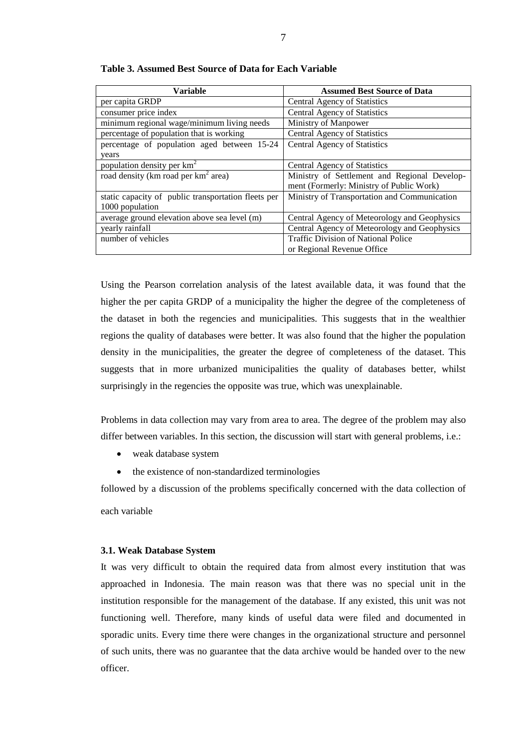**Table 3. Assumed Best Source of Data for Each Variable**

| Variable | Assumed Best Source of Data |
|---|---|
| per capita GRDP | Central Agency of Statistics |
| consumer price index | Central Agency of Statistics |
| minimum regional wage/minimum living needs | Ministry of Manpower |
| percentage of population that is working | Central Agency of Statistics |
| percentage of population aged between 15-24 years | Central Agency of Statistics |
| population density per $km^2$ | Central Agency of Statistics |
| road density (km road per $km^2$ area) | Ministry of Settlement and Regional Development (Formerly: Ministry of Public Work) |
| static capacity of public transportation fleets per 1000 population | Ministry of Transportation and Communication |
| average ground elevation above sea level (m) | Central Agency of Meteorology and Geophysics |
| yearly rainfall | Central Agency of Meteorology and Geophysics |
| number of vehicles | Traffic Division of National Police or Regional Revenue Office |

Using the Pearson correlation analysis of the latest available data, it was found that the higher the per capita GRDP of a municipality the higher the degree of the completeness of the dataset in both the regencies and municipalities. This suggests that in the wealthier regions the quality of databases were better. It was also found that the higher the population density in the municipalities, the greater the degree of completeness of the dataset. This suggests that in more urbanized municipalities the quality of databases better, whilst surprisingly in the regencies the opposite was true, which was unexplainable.

Problems in data collection may vary from area to area. The degree of the problem may also differ between variables. In this section, the discussion will start with general problems, i.e.:

- weak database system
- the existence of non-standardized terminologies

followed by a discussion of the problems specifically concerned with the data collection of each variable

### 3.1. Weak Database System

It was very difficult to obtain the required data from almost every institution that was approached in Indonesia. The main reason was that there was no special unit in the institution responsible for the management of the database. If any existed, this unit was not functioning well. Therefore, many kinds of useful data were filed and documented in sporadic units. Every time there were changes in the organizational structure and personnel of such units, there was no guarantee that the data archive would be handed over to the new officer.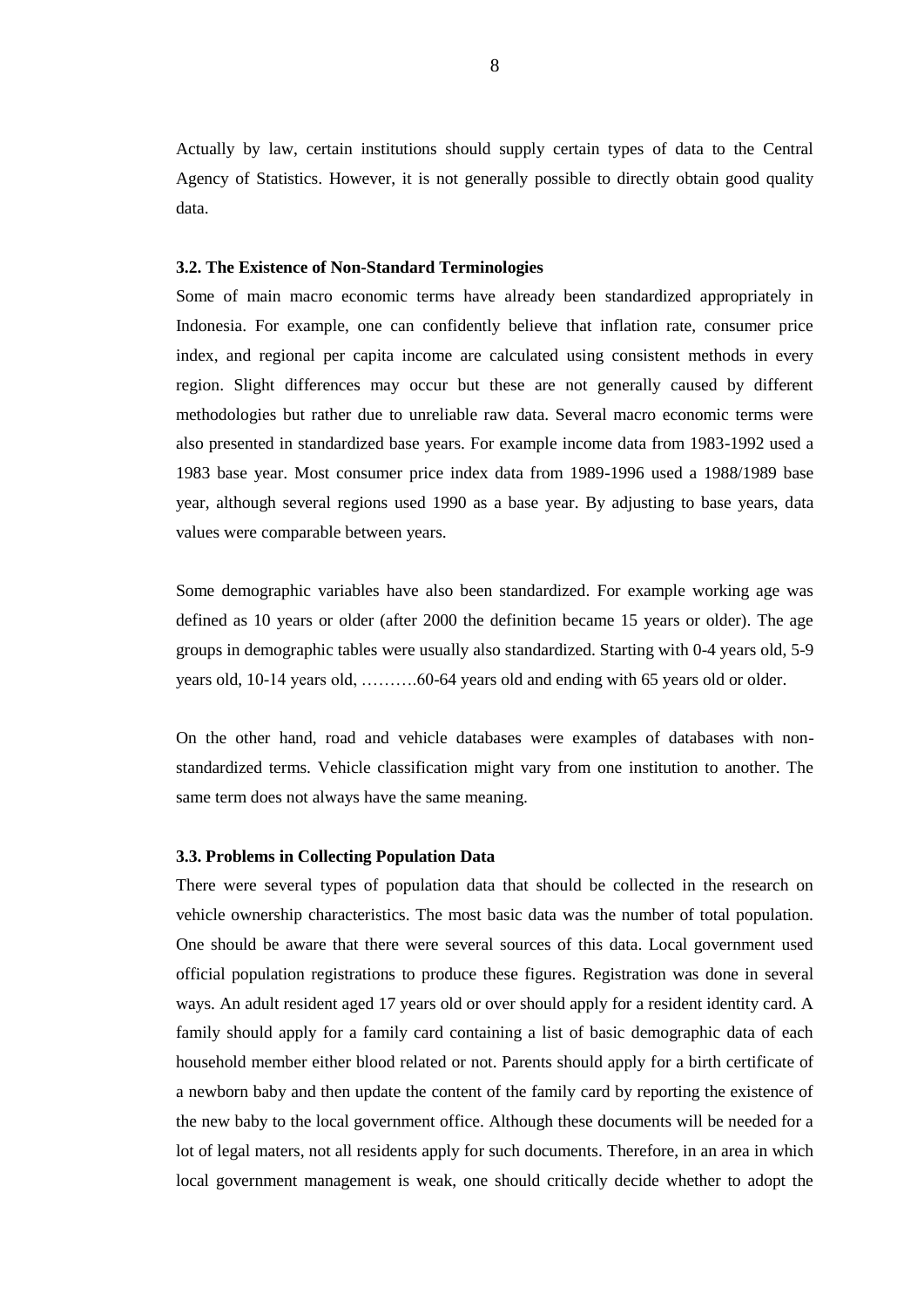Actually by law, certain institutions should supply certain types of data to the Central Agency of Statistics. However, it is not generally possible to directly obtain good quality data.

### 3.2. The Existence of Non-Standard Terminologies

Some of main macro economic terms have already been standardized appropriately in Indonesia. For example, one can confidently believe that inflation rate, consumer price index, and regional per capita income are calculated using consistent methods in every region. Slight differences may occur but these are not generally caused by different methodologies but rather due to unreliable raw data. Several macro economic terms were also presented in standardized base years. For example income data from 1983-1992 used a 1983 base year. Most consumer price index data from 1989-1996 used a 1988/1989 base year, although several regions used 1990 as a base year. By adjusting to base years, data values were comparable between years.

Some demographic variables have also been standardized. For example working age was defined as 10 years or older (after 2000 the definition became 15 years or older). The age groups in demographic tables were usually also standardized. Starting with 0-4 years old, 5-9 years old, 10-14 years old, ……….60-64 years old and ending with 65 years old or older.

On the other hand, road and vehicle databases were examples of databases with non-standardized terms. Vehicle classification might vary from one institution to another. The same term does not always have the same meaning.

### 3.3. Problems in Collecting Population Data

There were several types of population data that should be collected in the research on vehicle ownership characteristics. The most basic data was the number of total population. One should be aware that there were several sources of this data. Local government used official population registrations to produce these figures. Registration was done in several ways. An adult resident aged 17 years old or over should apply for a resident identity card. A family should apply for a family card containing a list of basic demographic data of each household member either blood related or not. Parents should apply for a birth certificate of a newborn baby and then update the content of the family card by reporting the existence of the new baby to the local government office. Although these documents will be needed for a lot of legal maters, not all residents apply for such documents. Therefore, in an area in which local government management is weak, one should critically decide whether to adopt the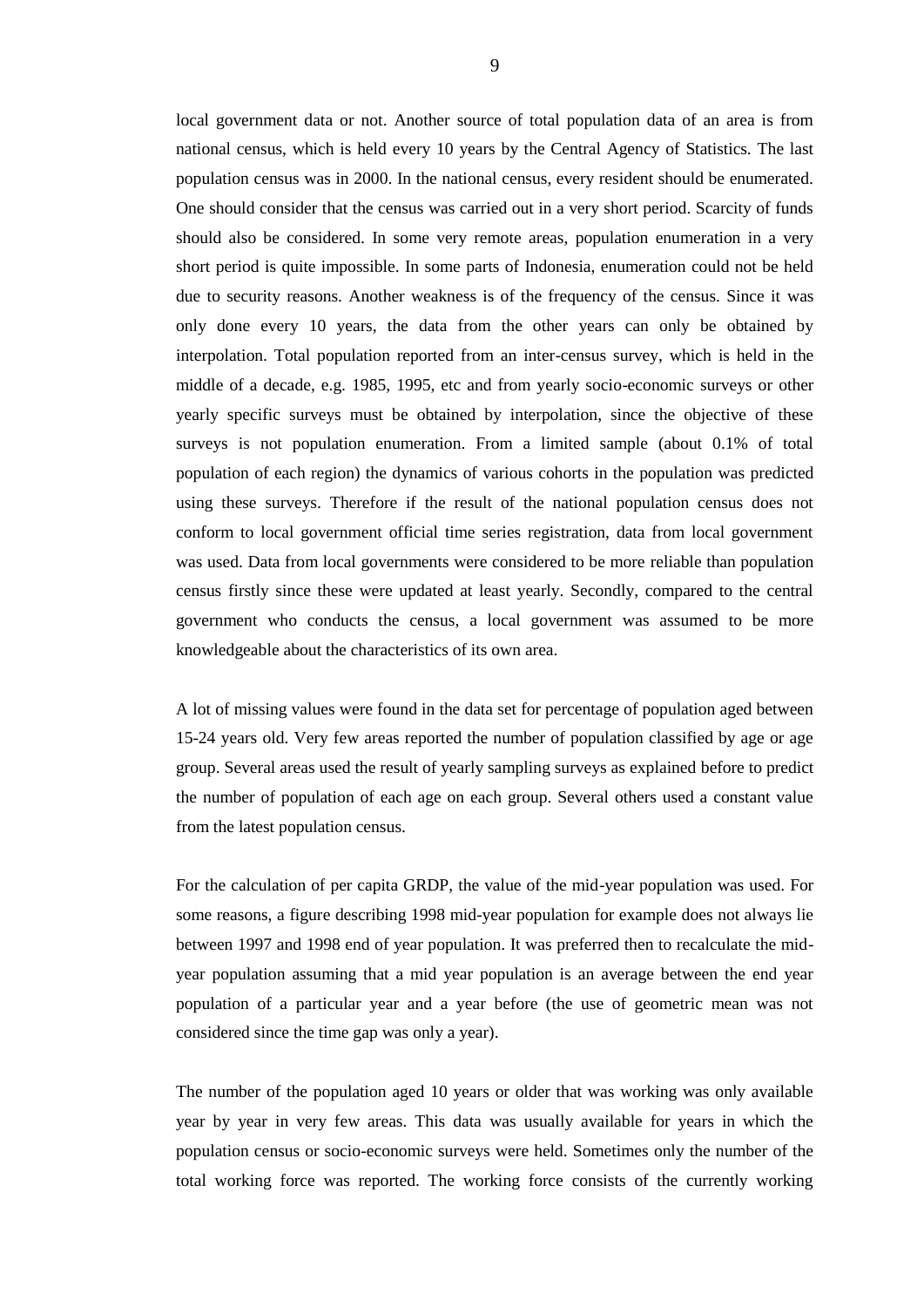local government data or not. Another source of total population data of an area is from national census, which is held every 10 years by the Central Agency of Statistics. The last population census was in 2000. In the national census, every resident should be enumerated. One should consider that the census was carried out in a very short period. Scarcity of funds should also be considered. In some very remote areas, population enumeration in a very short period is quite impossible. In some parts of Indonesia, enumeration could not be held due to security reasons. Another weakness is of the frequency of the census. Since it was only done every 10 years, the data from the other years can only be obtained by interpolation. Total population reported from an inter-census survey, which is held in the middle of a decade, e.g. 1985, 1995, etc and from yearly socio-economic surveys or other yearly specific surveys must be obtained by interpolation, since the objective of these surveys is not population enumeration. From a limited sample (about 0.1% of total population of each region) the dynamics of various cohorts in the population was predicted using these surveys. Therefore if the result of the national population census does not conform to local government official time series registration, data from local government was used. Data from local governments were considered to be more reliable than population census firstly since these were updated at least yearly. Secondly, compared to the central government who conducts the census, a local government was assumed to be more knowledgeable about the characteristics of its own area.

A lot of missing values were found in the data set for percentage of population aged between 15-24 years old. Very few areas reported the number of population classified by age or age group. Several areas used the result of yearly sampling surveys as explained before to predict the number of population of each age on each group. Several others used a constant value from the latest population census.

For the calculation of per capita GRDP, the value of the mid-year population was used. For some reasons, a figure describing 1998 mid-year population for example does not always lie between 1997 and 1998 end of year population. It was preferred then to recalculate the mid-year population assuming that a mid year population is an average between the end year population of a particular year and a year before (the use of geometric mean was not considered since the time gap was only a year).

The number of the population aged 10 years or older that was working was only available year by year in very few areas. This data was usually available for years in which the population census or socio-economic surveys were held. Sometimes only the number of the total working force was reported. The working force consists of the currently working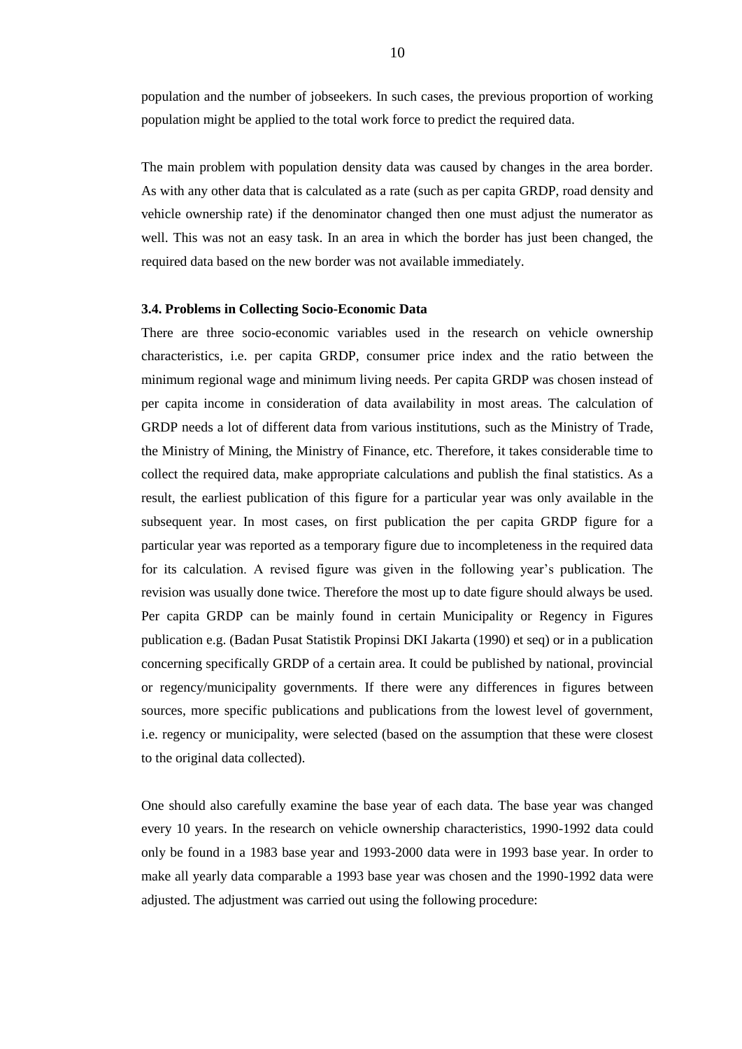population and the number of jobseekers. In such cases, the previous proportion of working population might be applied to the total work force to predict the required data.

The main problem with population density data was caused by changes in the area border. As with any other data that is calculated as a rate (such as per capita GRDP, road density and vehicle ownership rate) if the denominator changed then one must adjust the numerator as well. This was not an easy task. In an area in which the border has just been changed, the required data based on the new border was not available immediately.

### 3.4. Problems in Collecting Socio-Economic Data

There are three socio-economic variables used in the research on vehicle ownership characteristics, i.e. per capita GRDP, consumer price index and the ratio between the minimum regional wage and minimum living needs. Per capita GRDP was chosen instead of per capita income in consideration of data availability in most areas. The calculation of GRDP needs a lot of different data from various institutions, such as the Ministry of Trade, the Ministry of Mining, the Ministry of Finance, etc. Therefore, it takes considerable time to collect the required data, make appropriate calculations and publish the final statistics. As a result, the earliest publication of this figure for a particular year was only available in the subsequent year. In most cases, on first publication the per capita GRDP figure for a particular year was reported as a temporary figure due to incompleteness in the required data for its calculation. A revised figure was given in the following year's publication. The revision was usually done twice. Therefore the most up to date figure should always be used. Per capita GRDP can be mainly found in certain Municipality or Regency in Figures publication e.g. (Badan Pusat Statistik Propinsi DKI Jakarta (1990) et seq) or in a publication concerning specifically GRDP of a certain area. It could be published by national, provincial or regency/municipality governments. If there were any differences in figures between sources, more specific publications and publications from the lowest level of government, i.e. regency or municipality, were selected (based on the assumption that these were closest to the original data collected).

One should also carefully examine the base year of each data. The base year was changed every 10 years. In the research on vehicle ownership characteristics, 1990-1992 data could only be found in a 1983 base year and 1993-2000 data were in 1993 base year. In order to make all yearly data comparable a 1993 base year was chosen and the 1990-1992 data were adjusted. The adjustment was carried out using the following procedure: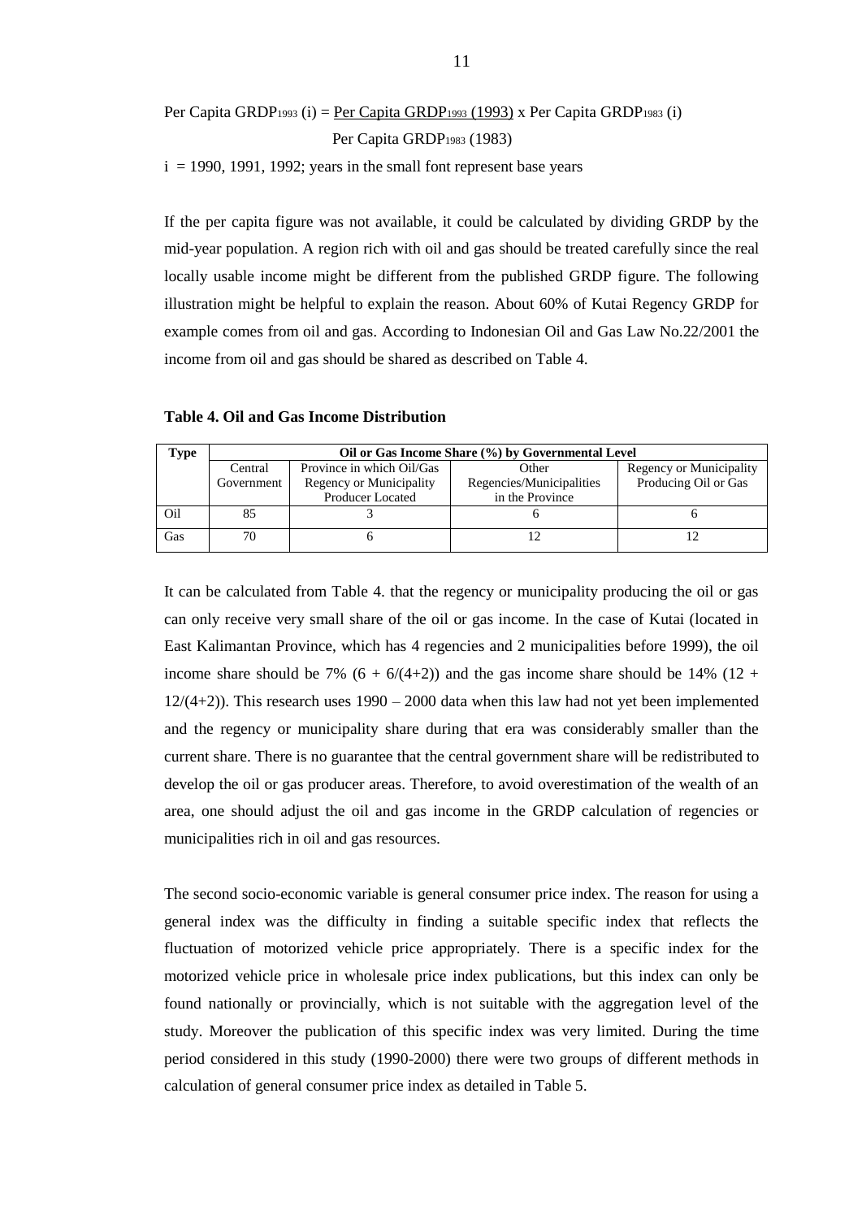$$\text{Per Capita GRDP}_{1993}\,(i) = \frac{\text{Per Capita GRDP}_{1993}\,(1993)}{\text{Per Capita GRDP}_{1983}\,(1983)} \times \text{Per Capita GRDP}_{1983}\,(i)$$

i = 1990, 1991, 1992; years in the small font represent base years

If the per capita figure was not available, it could be calculated by dividing GRDP by the mid-year population. A region rich with oil and gas should be treated carefully since the real locally usable income might be different from the published GRDP figure. The following illustration might be helpful to explain the reason. About 60% of Kutai Regency GRDP for example comes from oil and gas. According to Indonesian Oil and Gas Law No.22/2001 the income from oil and gas should be shared as described on Table 4.

**Table 4. Oil and Gas Income Distribution**

| Type | Oil or Gas Income Share (%) by Governmental Level | | | |
|---|---|---|---|---|
| | Central Government | Province in which Oil/Gas Regency or Municipality Producer Located | Other Regencies/Municipalities in the Province | Regency or Municipality Producing Oil or Gas |
| Oil | 85 | 3 | 6 | 6 |
| Gas | 70 | 6 | 12 | 12 |

It can be calculated from Table 4. that the regency or municipality producing the oil or gas can only receive very small share of the oil or gas income. In the case of Kutai (located in East Kalimantan Province, which has 4 regencies and 2 municipalities before 1999), the oil income share should be 7% $(6 + 6/(4+2))$ and the gas income share should be 14% $(12 + 12/(4+2))$. This research uses 1990 – 2000 data when this law had not yet been implemented and the regency or municipality share during that era was considerably smaller than the current share. There is no guarantee that the central government share will be redistributed to develop the oil or gas producer areas. Therefore, to avoid overestimation of the wealth of an area, one should adjust the oil and gas income in the GRDP calculation of regencies or municipalities rich in oil and gas resources.

The second socio-economic variable is general consumer price index. The reason for using a general index was the difficulty in finding a suitable specific index that reflects the fluctuation of motorized vehicle price appropriately. There is a specific index for the motorized vehicle price in wholesale price index publications, but this index can only be found nationally or provincially, which is not suitable with the aggregation level of the study. Moreover the publication of this specific index was very limited. During the time period considered in this study (1990-2000) there were two groups of different methods in calculation of general consumer price index as detailed in Table 5.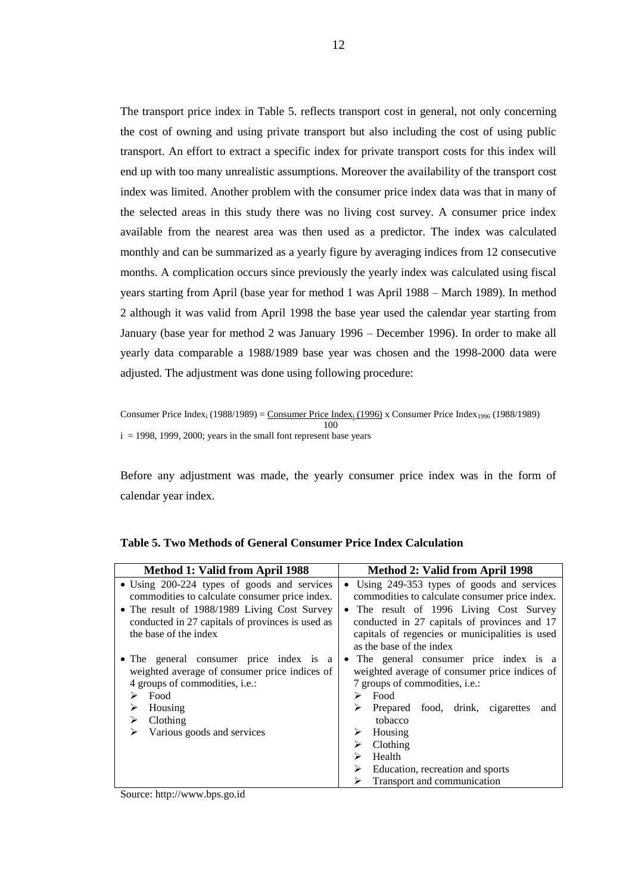The transport price index in Table 5. reflects transport cost in general, not only concerning the cost of owning and using private transport but also including the cost of using public transport. An effort to extract a specific index for private transport costs for this index will end up with too many unrealistic assumptions. Moreover the availability of the transport cost index was limited. Another problem with the consumer price index data was that in many of the selected areas in this study there was no living cost survey. A consumer price index available from the nearest area was then used as a predictor. The index was calculated monthly and can be summarized as a yearly figure by averaging indices from 12 consecutive months. A complication occurs since previously the yearly index was calculated using fiscal years starting from April (base year for method 1 was April 1988 – March 1989). In method 2 although it was valid from April 1998 the base year used the calendar year starting from January (base year for method 2 was January 1996 – December 1996). In order to make all yearly data comparable a 1988/1989 base year was chosen and the 1998-2000 data were adjusted. The adjustment was done using following procedure:

$$\text{Consumer Price Index}_i\ (1988/1989) = \frac{\text{Consumer Price Index}_i\ (1996)}{100} \times \text{Consumer Price Index}_{1996}\ (1988/1989)$$

$i$ = 1998, 1999, 2000; years in the small font represent base years

Before any adjustment was made, the yearly consumer price index was in the form of calendar year index.

**Table 5. Two Methods of General Consumer Price Index Calculation**

| Method 1: Valid from April 1988 | Method 2: Valid from April 1998 |
|---|---|
| • Using 200-224 types of goods and services commodities to calculate consumer price index. | • Using 249-353 types of goods and services commodities to calculate consumer price index. |
| • The result of 1988/1989 Living Cost Survey conducted in 27 capitals of provinces is used as the base of the index | • The result of 1996 Living Cost Survey conducted in 27 capitals of provinces and 17 capitals of regencies or municipalities is used as the base of the index |
| • The general consumer price index is a weighted average of consumer price indices of 4 groups of commodities, i.e.: ➢ Food ➢ Housing ➢ Clothing ➢ Various goods and services | • The general consumer price index is a weighted average of consumer price indices of 7 groups of commodities, i.e.: ➢ Food ➢ Prepared food, drink, cigarettes and tobacco ➢ Housing ➢ Clothing ➢ Health ➢ Education, recreation and sports ➢ Transport and communication |

Source: http://www.bps.go.id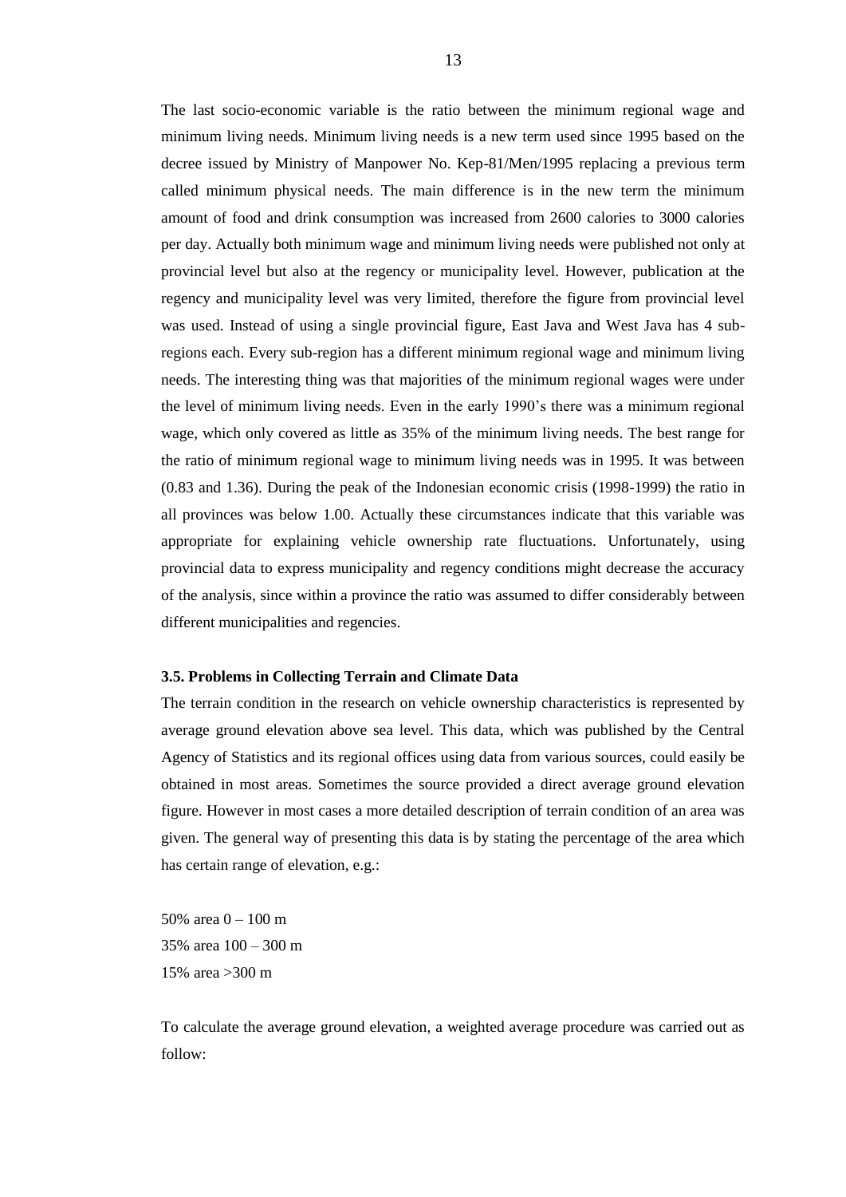The last socio-economic variable is the ratio between the minimum regional wage and minimum living needs. Minimum living needs is a new term used since 1995 based on the decree issued by Ministry of Manpower No. Kep-81/Men/1995 replacing a previous term called minimum physical needs. The main difference is in the new term the minimum amount of food and drink consumption was increased from 2600 calories to 3000 calories per day. Actually both minimum wage and minimum living needs were published not only at provincial level but also at the regency or municipality level. However, publication at the regency and municipality level was very limited, therefore the figure from provincial level was used. Instead of using a single provincial figure, East Java and West Java has 4 sub-regions each. Every sub-region has a different minimum regional wage and minimum living needs. The interesting thing was that majorities of the minimum regional wages were under the level of minimum living needs. Even in the early 1990's there was a minimum regional wage, which only covered as little as 35% of the minimum living needs. The best range for the ratio of minimum regional wage to minimum living needs was in 1995. It was between (0.83 and 1.36). During the peak of the Indonesian economic crisis (1998-1999) the ratio in all provinces was below 1.00. Actually these circumstances indicate that this variable was appropriate for explaining vehicle ownership rate fluctuations. Unfortunately, using provincial data to express municipality and regency conditions might decrease the accuracy of the analysis, since within a province the ratio was assumed to differ considerably between different municipalities and regencies.

### 3.5. Problems in Collecting Terrain and Climate Data

The terrain condition in the research on vehicle ownership characteristics is represented by average ground elevation above sea level. This data, which was published by the Central Agency of Statistics and its regional offices using data from various sources, could easily be obtained in most areas. Sometimes the source provided a direct average ground elevation figure. However in most cases a more detailed description of terrain condition of an area was given. The general way of presenting this data is by stating the percentage of the area which has certain range of elevation, e.g.:

50% area 0 – 100 m
35% area 100 – 300 m
15% area >300 m

To calculate the average ground elevation, a weighted average procedure was carried out as follow: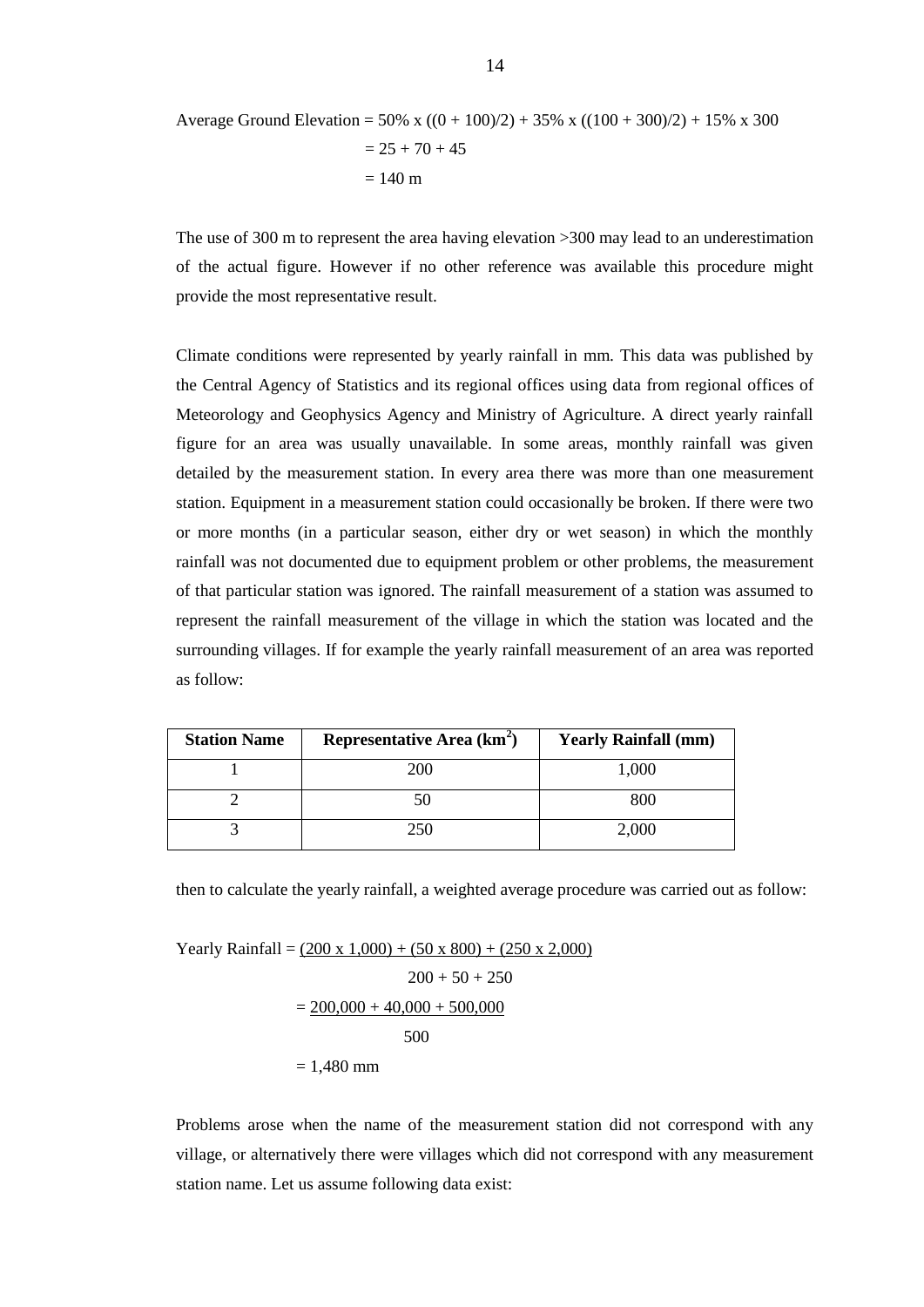$$\text{Average Ground Elevation} = 50\% \times ((0 + 100)/2) + 35\% \times ((100 + 300)/2) + 15\% \times 300$$
$$= 25 + 70 + 45$$
$$= 140 \text{ m}$$

The use of 300 m to represent the area having elevation >300 may lead to an underestimation of the actual figure. However if no other reference was available this procedure might provide the most representative result.

Climate conditions were represented by yearly rainfall in mm. This data was published by the Central Agency of Statistics and its regional offices using data from regional offices of Meteorology and Geophysics Agency and Ministry of Agriculture. A direct yearly rainfall figure for an area was usually unavailable. In some areas, monthly rainfall was given detailed by the measurement station. In every area there was more than one measurement station. Equipment in a measurement station could occasionally be broken. If there were two or more months (in a particular season, either dry or wet season) in which the monthly rainfall was not documented due to equipment problem or other problems, the measurement of that particular station was ignored. The rainfall measurement of a station was assumed to represent the rainfall measurement of the village in which the station was located and the surrounding villages. If for example the yearly rainfall measurement of an area was reported as follow:

| Station Name | Representative Area (km$^2$) | Yearly Rainfall (mm) |
|---|---|---|
| 1 | 200 | 1,000 |
| 2 | 50 | 800 |
| 3 | 250 | 2,000 |

then to calculate the yearly rainfall, a weighted average procedure was carried out as follow:

$$\text{Yearly Rainfall} = \frac{(200 \times 1{,}000) + (50 \times 800) + (250 \times 2{,}000)}{200 + 50 + 250}$$
$$= \frac{200{,}000 + 40{,}000 + 500{,}000}{500}$$
$$= 1{,}480 \text{ mm}$$

Problems arose when the name of the measurement station did not correspond with any village, or alternatively there were villages which did not correspond with any measurement station name. Let us assume following data exist: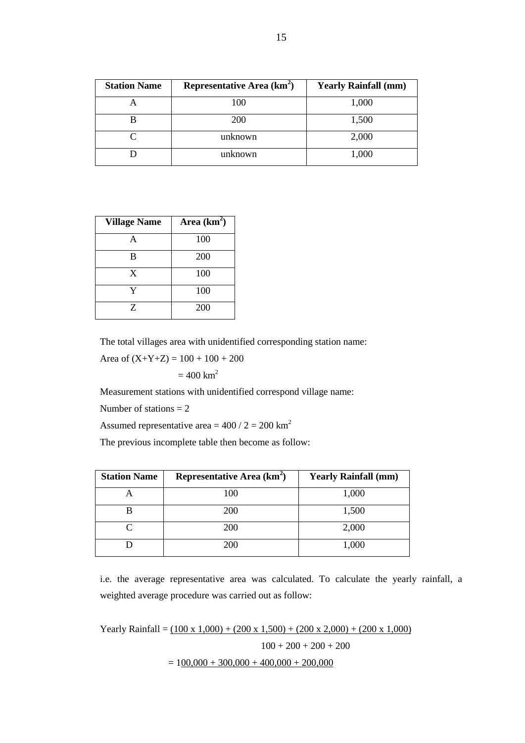| Station Name | Representative Area (km$^2$) | Yearly Rainfall (mm) |
|---|---|---|
| A | 100 | 1,000 |
| B | 200 | 1,500 |
| C | unknown | 2,000 |
| D | unknown | 1,000 |

| Village Name | Area (km$^2$) |
|---|---|
| A | 100 |
| B | 200 |
| X | 100 |
| Y | 100 |
| Z | 200 |

The total villages area with unidentified corresponding station name:

Area of (X+Y+Z) = 100 + 100 + 200

= 400 km$^2$

Measurement stations with unidentified correspond village name:

Number of stations = 2

Assumed representative area = 400 / 2 = 200 km$^2$

The previous incomplete table then become as follow:

| Station Name | Representative Area (km$^2$) | Yearly Rainfall (mm) |
|---|---|---|
| A | 100 | 1,000 |
| B | 200 | 1,500 |
| C | 200 | 2,000 |
| D | 200 | 1,000 |

i.e. the average representative area was calculated. To calculate the yearly rainfall, a weighted average procedure was carried out as follow:

$$\text{Yearly Rainfall} = \frac{(100 \times 1{,}000) + (200 \times 1{,}500) + (200 \times 2{,}000) + (200 \times 1{,}000)}{100 + 200 + 200 + 200}$$

$$= \frac{100{,}000 + 300{,}000 + 400{,}000 + 200{,}000}{}$$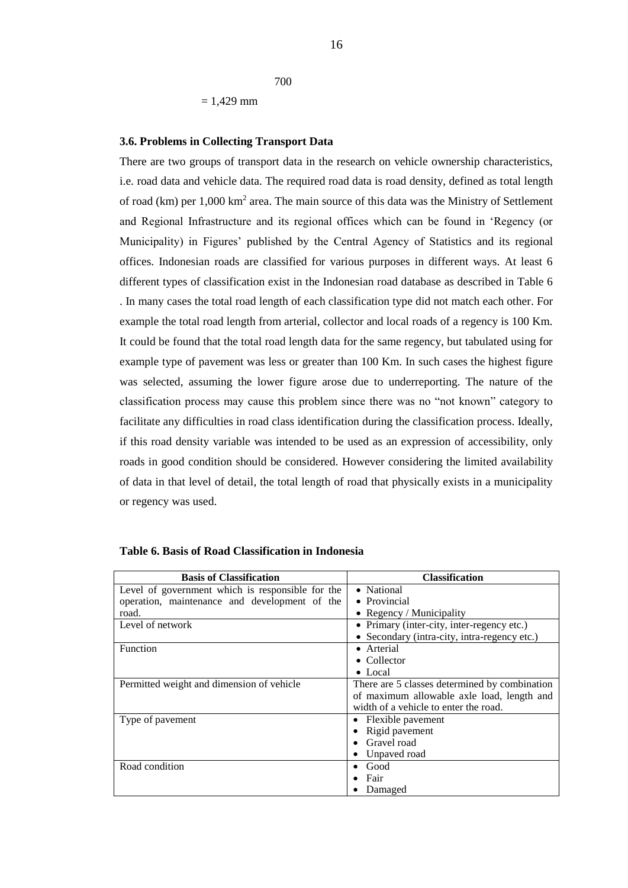700

= 1,429 mm

### 3.6. Problems in Collecting Transport Data

There are two groups of transport data in the research on vehicle ownership characteristics, i.e. road data and vehicle data. The required road data is road density, defined as total length of road (km) per 1,000 $km^2$ area. The main source of this data was the Ministry of Settlement and Regional Infrastructure and its regional offices which can be found in 'Regency (or Municipality) in Figures' published by the Central Agency of Statistics and its regional offices. Indonesian roads are classified for various purposes in different ways. At least 6 different types of classification exist in the Indonesian road database as described in Table 6 . In many cases the total road length of each classification type did not match each other. For example the total road length from arterial, collector and local roads of a regency is 100 Km. It could be found that the total road length data for the same regency, but tabulated using for example type of pavement was less or greater than 100 Km. In such cases the highest figure was selected, assuming the lower figure arose due to underreporting. The nature of the classification process may cause this problem since there was no "not known" category to facilitate any difficulties in road class identification during the classification process. Ideally, if this road density variable was intended to be used as an expression of accessibility, only roads in good condition should be considered. However considering the limited availability of data in that level of detail, the total length of road that physically exists in a municipality or regency was used.

**Table 6. Basis of Road Classification in Indonesia**

| Basis of Classification | Classification |
|---|---|
| Level of government which is responsible for the operation, maintenance and development of the road. | • National<br>• Provincial<br>• Regency / Municipality |
| Level of network | • Primary (inter-city, inter-regency etc.)<br>• Secondary (intra-city, intra-regency etc.) |
| Function | • Arterial<br>• Collector<br>• Local |
| Permitted weight and dimension of vehicle | There are 5 classes determined by combination of maximum allowable axle load, length and width of a vehicle to enter the road. |
| Type of pavement | • Flexible pavement<br>• Rigid pavement<br>• Gravel road<br>• Unpaved road |
| Road condition | • Good<br>• Fair<br>• Damaged |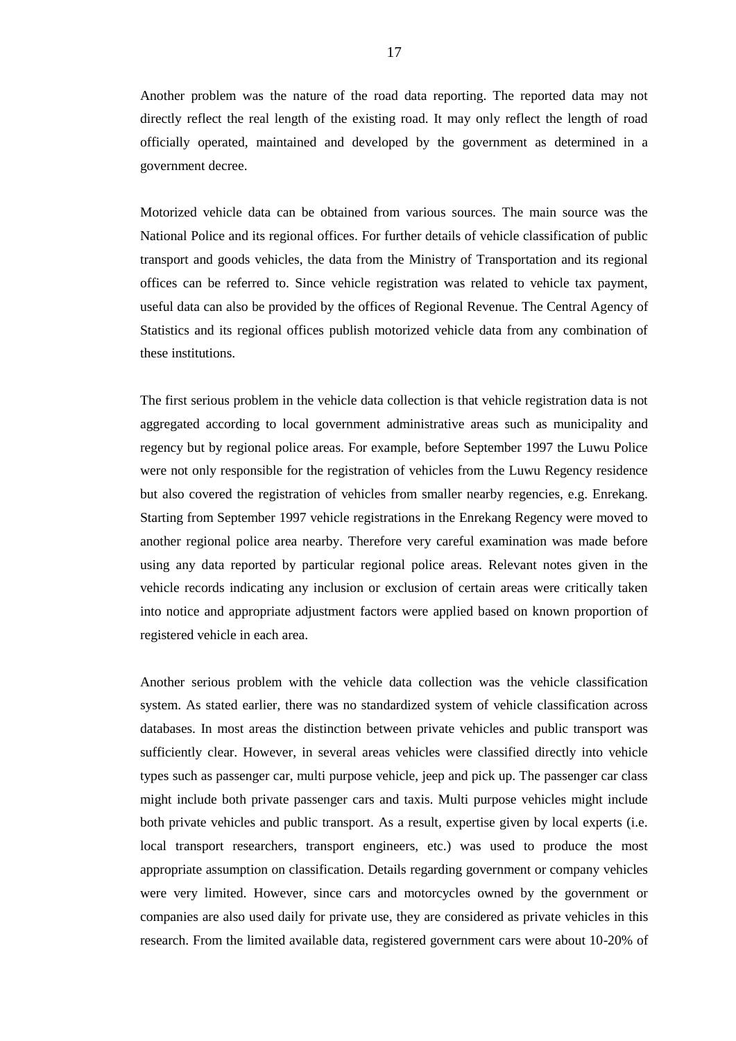Another problem was the nature of the road data reporting. The reported data may not directly reflect the real length of the existing road. It may only reflect the length of road officially operated, maintained and developed by the government as determined in a government decree.

Motorized vehicle data can be obtained from various sources. The main source was the National Police and its regional offices. For further details of vehicle classification of public transport and goods vehicles, the data from the Ministry of Transportation and its regional offices can be referred to. Since vehicle registration was related to vehicle tax payment, useful data can also be provided by the offices of Regional Revenue. The Central Agency of Statistics and its regional offices publish motorized vehicle data from any combination of these institutions.

The first serious problem in the vehicle data collection is that vehicle registration data is not aggregated according to local government administrative areas such as municipality and regency but by regional police areas. For example, before September 1997 the Luwu Police were not only responsible for the registration of vehicles from the Luwu Regency residence but also covered the registration of vehicles from smaller nearby regencies, e.g. Enrekang. Starting from September 1997 vehicle registrations in the Enrekang Regency were moved to another regional police area nearby. Therefore very careful examination was made before using any data reported by particular regional police areas. Relevant notes given in the vehicle records indicating any inclusion or exclusion of certain areas were critically taken into notice and appropriate adjustment factors were applied based on known proportion of registered vehicle in each area.

Another serious problem with the vehicle data collection was the vehicle classification system. As stated earlier, there was no standardized system of vehicle classification across databases. In most areas the distinction between private vehicles and public transport was sufficiently clear. However, in several areas vehicles were classified directly into vehicle types such as passenger car, multi purpose vehicle, jeep and pick up. The passenger car class might include both private passenger cars and taxis. Multi purpose vehicles might include both private vehicles and public transport. As a result, expertise given by local experts (i.e. local transport researchers, transport engineers, etc.) was used to produce the most appropriate assumption on classification. Details regarding government or company vehicles were very limited. However, since cars and motorcycles owned by the government or companies are also used daily for private use, they are considered as private vehicles in this research. From the limited available data, registered government cars were about 10-20% of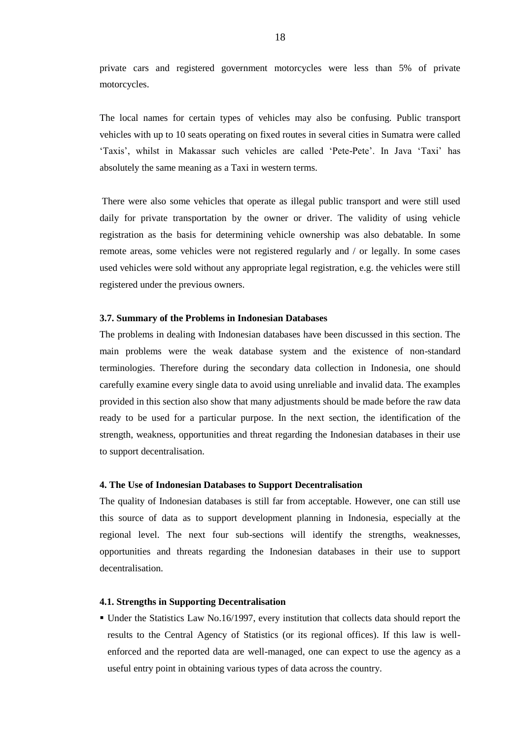private cars and registered government motorcycles were less than 5% of private motorcycles.

The local names for certain types of vehicles may also be confusing. Public transport vehicles with up to 10 seats operating on fixed routes in several cities in Sumatra were called 'Taxis', whilst in Makassar such vehicles are called 'Pete-Pete'. In Java 'Taxi' has absolutely the same meaning as a Taxi in western terms.

There were also some vehicles that operate as illegal public transport and were still used daily for private transportation by the owner or driver. The validity of using vehicle registration as the basis for determining vehicle ownership was also debatable. In some remote areas, some vehicles were not registered regularly and / or legally. In some cases used vehicles were sold without any appropriate legal registration, e.g. the vehicles were still registered under the previous owners.

### 3.7. Summary of the Problems in Indonesian Databases

The problems in dealing with Indonesian databases have been discussed in this section. The main problems were the weak database system and the existence of non-standard terminologies. Therefore during the secondary data collection in Indonesia, one should carefully examine every single data to avoid using unreliable and invalid data. The examples provided in this section also show that many adjustments should be made before the raw data ready to be used for a particular purpose. In the next section, the identification of the strength, weakness, opportunities and threat regarding the Indonesian databases in their use to support decentralisation.

## 4. The Use of Indonesian Databases to Support Decentralisation

The quality of Indonesian databases is still far from acceptable. However, one can still use this source of data as to support development planning in Indonesia, especially at the regional level. The next four sub-sections will identify the strengths, weaknesses, opportunities and threats regarding the Indonesian databases in their use to support decentralisation.

### 4.1. Strengths in Supporting Decentralisation

- Under the Statistics Law No.16/1997, every institution that collects data should report the results to the Central Agency of Statistics (or its regional offices). If this law is well-enforced and the reported data are well-managed, one can expect to use the agency as a useful entry point in obtaining various types of data across the country.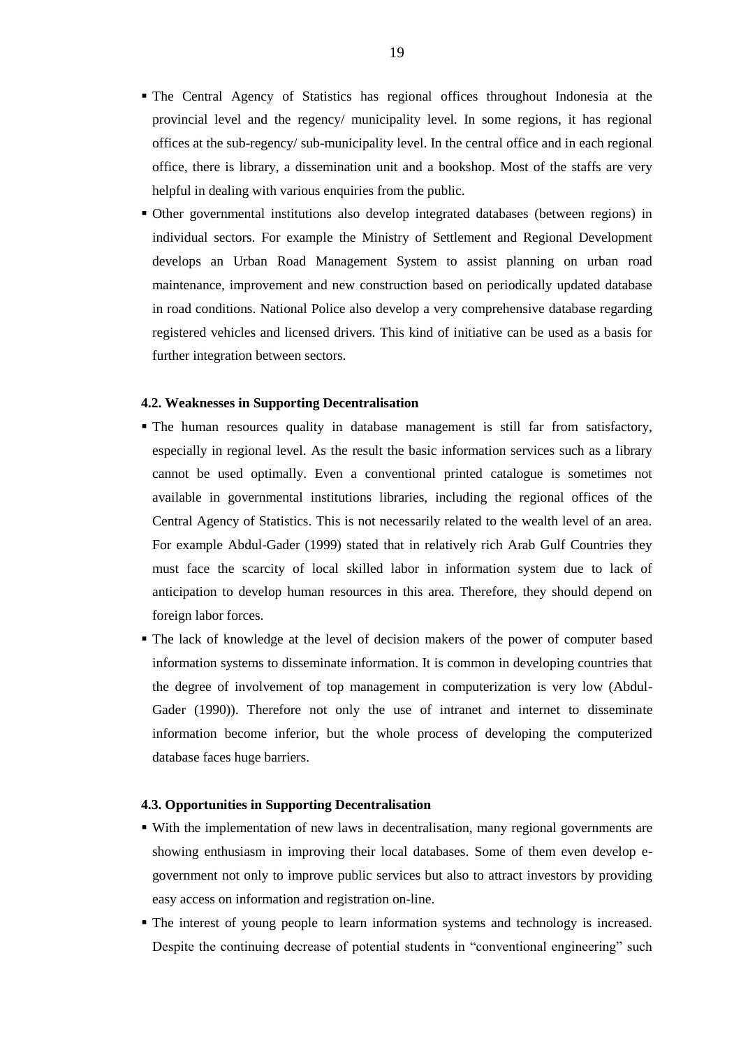- The Central Agency of Statistics has regional offices throughout Indonesia at the provincial level and the regency/ municipality level. In some regions, it has regional offices at the sub-regency/ sub-municipality level. In the central office and in each regional office, there is library, a dissemination unit and a bookshop. Most of the staffs are very helpful in dealing with various enquiries from the public.
- Other governmental institutions also develop integrated databases (between regions) in individual sectors. For example the Ministry of Settlement and Regional Development develops an Urban Road Management System to assist planning on urban road maintenance, improvement and new construction based on periodically updated database in road conditions. National Police also develop a very comprehensive database regarding registered vehicles and licensed drivers. This kind of initiative can be used as a basis for further integration between sectors.

#### 4.2. Weaknesses in Supporting Decentralisation

- The human resources quality in database management is still far from satisfactory, especially in regional level. As the result the basic information services such as a library cannot be used optimally. Even a conventional printed catalogue is sometimes not available in governmental institutions libraries, including the regional offices of the Central Agency of Statistics. This is not necessarily related to the wealth level of an area. For example Abdul-Gader (1999) stated that in relatively rich Arab Gulf Countries they must face the scarcity of local skilled labor in information system due to lack of anticipation to develop human resources in this area. Therefore, they should depend on foreign labor forces.
- The lack of knowledge at the level of decision makers of the power of computer based information systems to disseminate information. It is common in developing countries that the degree of involvement of top management in computerization is very low (Abdul-Gader (1990)). Therefore not only the use of intranet and internet to disseminate information become inferior, but the whole process of developing the computerized database faces huge barriers.

#### 4.3. Opportunities in Supporting Decentralisation

- With the implementation of new laws in decentralisation, many regional governments are showing enthusiasm in improving their local databases. Some of them even develop e-government not only to improve public services but also to attract investors by providing easy access on information and registration on-line.
- The interest of young people to learn information systems and technology is increased. Despite the continuing decrease of potential students in "conventional engineering" such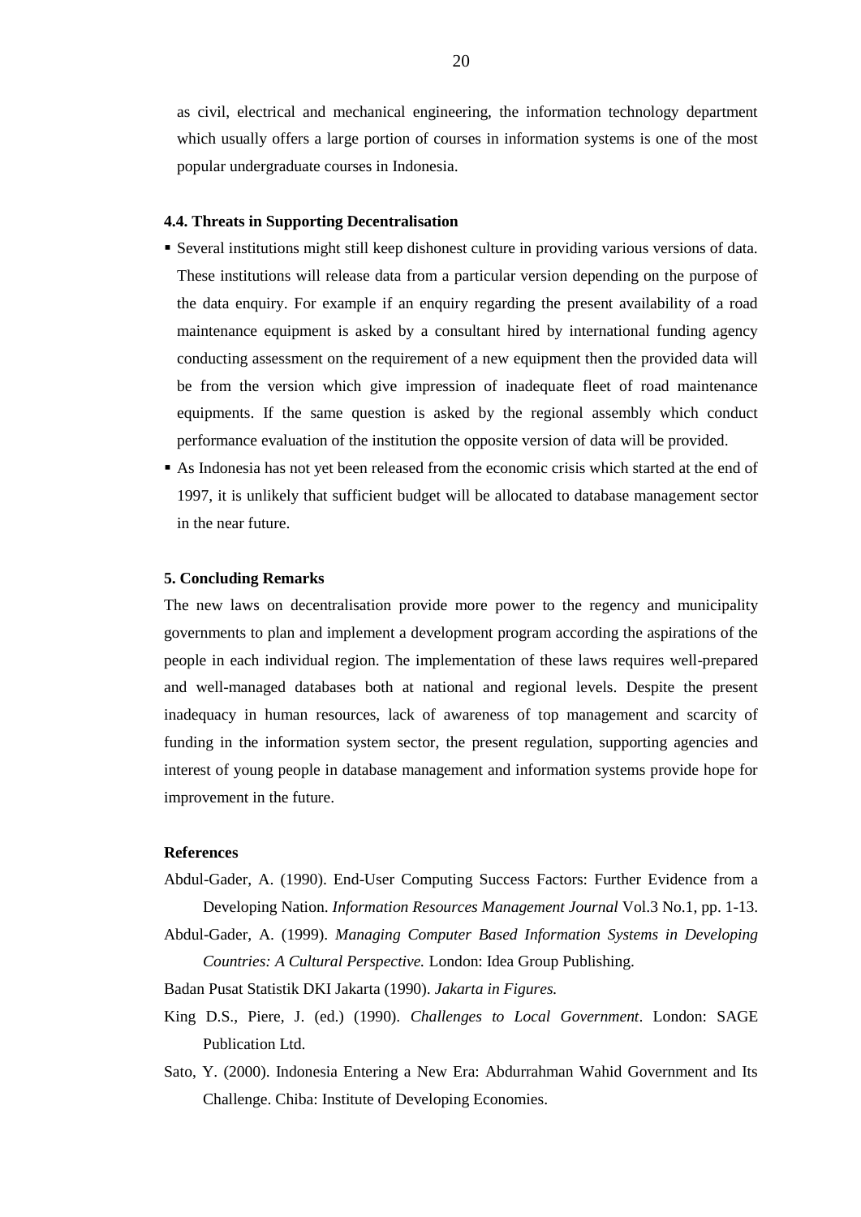as civil, electrical and mechanical engineering, the information technology department which usually offers a large portion of courses in information systems is one of the most popular undergraduate courses in Indonesia.

#### 4.4. Threats in Supporting Decentralisation

- Several institutions might still keep dishonest culture in providing various versions of data. These institutions will release data from a particular version depending on the purpose of the data enquiry. For example if an enquiry regarding the present availability of a road maintenance equipment is asked by a consultant hired by international funding agency conducting assessment on the requirement of a new equipment then the provided data will be from the version which give impression of inadequate fleet of road maintenance equipments. If the same question is asked by the regional assembly which conduct performance evaluation of the institution the opposite version of data will be provided.
- As Indonesia has not yet been released from the economic crisis which started at the end of 1997, it is unlikely that sufficient budget will be allocated to database management sector in the near future.

### 5. Concluding Remarks

The new laws on decentralisation provide more power to the regency and municipality governments to plan and implement a development program according the aspirations of the people in each individual region. The implementation of these laws requires well-prepared and well-managed databases both at national and regional levels. Despite the present inadequacy in human resources, lack of awareness of top management and scarcity of funding in the information system sector, the present regulation, supporting agencies and interest of young people in database management and information systems provide hope for improvement in the future.

### References

Abdul-Gader, A. (1990). End-User Computing Success Factors: Further Evidence from a Developing Nation. *Information Resources Management Journal* Vol.3 No.1, pp. 1-13.

Abdul-Gader, A. (1999). *Managing Computer Based Information Systems in Developing Countries: A Cultural Perspective.* London: Idea Group Publishing.

Badan Pusat Statistik DKI Jakarta (1990). *Jakarta in Figures.*

King D.S., Piere, J. (ed.) (1990). *Challenges to Local Government*. London: SAGE Publication Ltd.

Sato, Y. (2000). Indonesia Entering a New Era: Abdurrahman Wahid Government and Its Challenge. Chiba: Institute of Developing Economies.